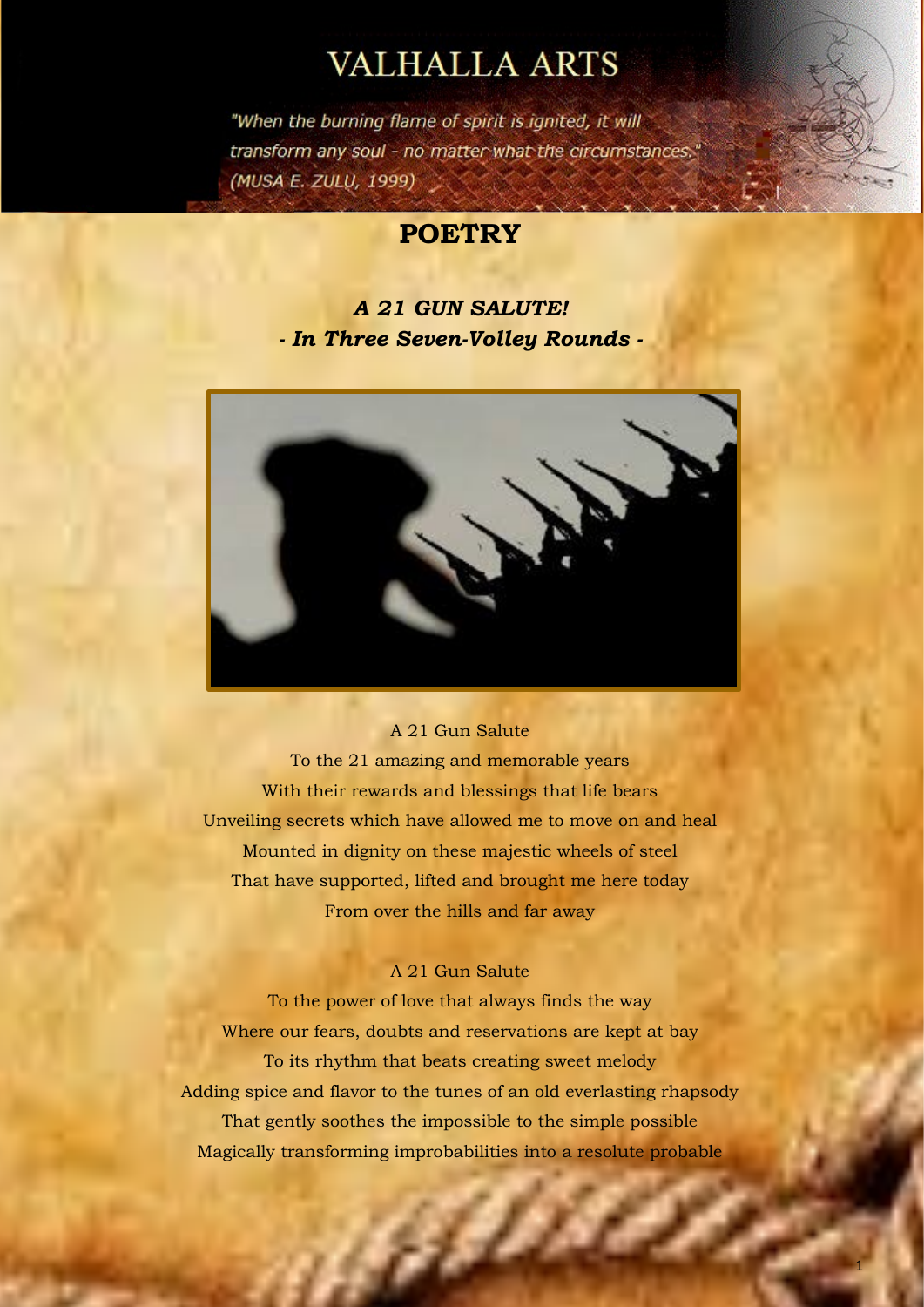# VALHALLA ARTS

*"When the burning flame of spirit is ignited, it will transform any soul - no matter what the circumstances."* *(MUSA E. ZULU, 1999)*

## POETRY

### *A 21 GUN SALUTE!*
### *- In Three Seven-Volley Rounds -*

A 21 Gun Salute
To the 21 amazing and memorable years
With their rewards and blessings that life bears
Unveiling secrets which have allowed me to move on and heal
Mounted in dignity on these majestic wheels of steel
That have supported, lifted and brought me here today
From over the hills and far away

A 21 Gun Salute
To the power of love that always finds the way
Where our fears, doubts and reservations are kept at bay
To its rhythm that beats creating sweet melody
Adding spice and flavor to the tunes of an old everlasting rhapsody
That gently soothes the impossible to the simple possible
Magically transforming improbabilities into a resolute probable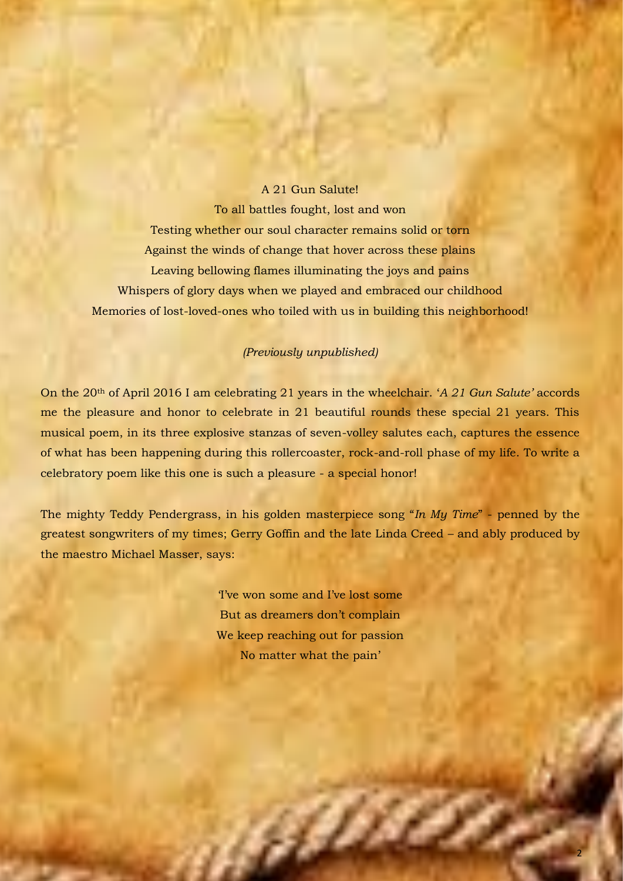A 21 Gun Salute!
To all battles fought, lost and won
Testing whether our soul character remains solid or torn
Against the winds of change that hover across these plains
Leaving bellowing flames illuminating the joys and pains
Whispers of glory days when we played and embraced our childhood
Memories of lost-loved-ones who toiled with us in building this neighborhood!

*(Previously unpublished)*

On the 20th of April 2016 I am celebrating 21 years in the wheelchair. '*A 21 Gun Salute'* accords me the pleasure and honor to celebrate in 21 beautiful rounds these special 21 years. This musical poem, in its three explosive stanzas of seven-volley salutes each, captures the essence of what has been happening during this rollercoaster, rock-and-roll phase of my life. To write a celebratory poem like this one is such a pleasure - a special honor!

The mighty Teddy Pendergrass, in his golden masterpiece song "*In My Time*" - penned by the greatest songwriters of my times; Gerry Goffin and the late Linda Creed – and ably produced by the maestro Michael Masser, says:

'I've won some and I've lost some
But as dreamers don't complain
We keep reaching out for passion
No matter what the pain'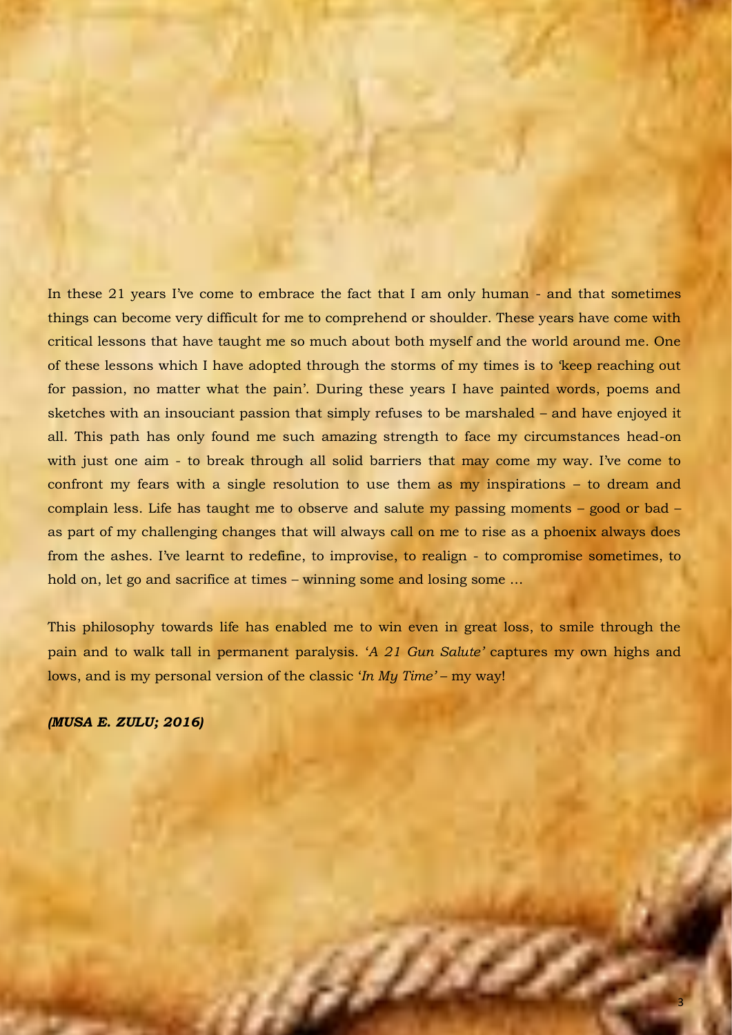In these 21 years I've come to embrace the fact that I am only human - and that sometimes things can become very difficult for me to comprehend or shoulder. These years have come with critical lessons that have taught me so much about both myself and the world around me. One of these lessons which I have adopted through the storms of my times is to 'keep reaching out for passion, no matter what the pain'. During these years I have painted words, poems and sketches with an insouciant passion that simply refuses to be marshaled – and have enjoyed it all. This path has only found me such amazing strength to face my circumstances head-on with just one aim - to break through all solid barriers that may come my way. I've come to confront my fears with a single resolution to use them as my inspirations – to dream and complain less. Life has taught me to observe and salute my passing moments – good or bad – as part of my challenging changes that will always call on me to rise as a phoenix always does from the ashes. I've learnt to redefine, to improvise, to realign - to compromise sometimes, to hold on, let go and sacrifice at times – winning some and losing some …

This philosophy towards life has enabled me to win even in great loss, to smile through the pain and to walk tall in permanent paralysis. '*A 21 Gun Salute'* captures my own highs and lows, and is my personal version of the classic '*In My Time'* – my way!

***(MUSA E. ZULU; 2016)***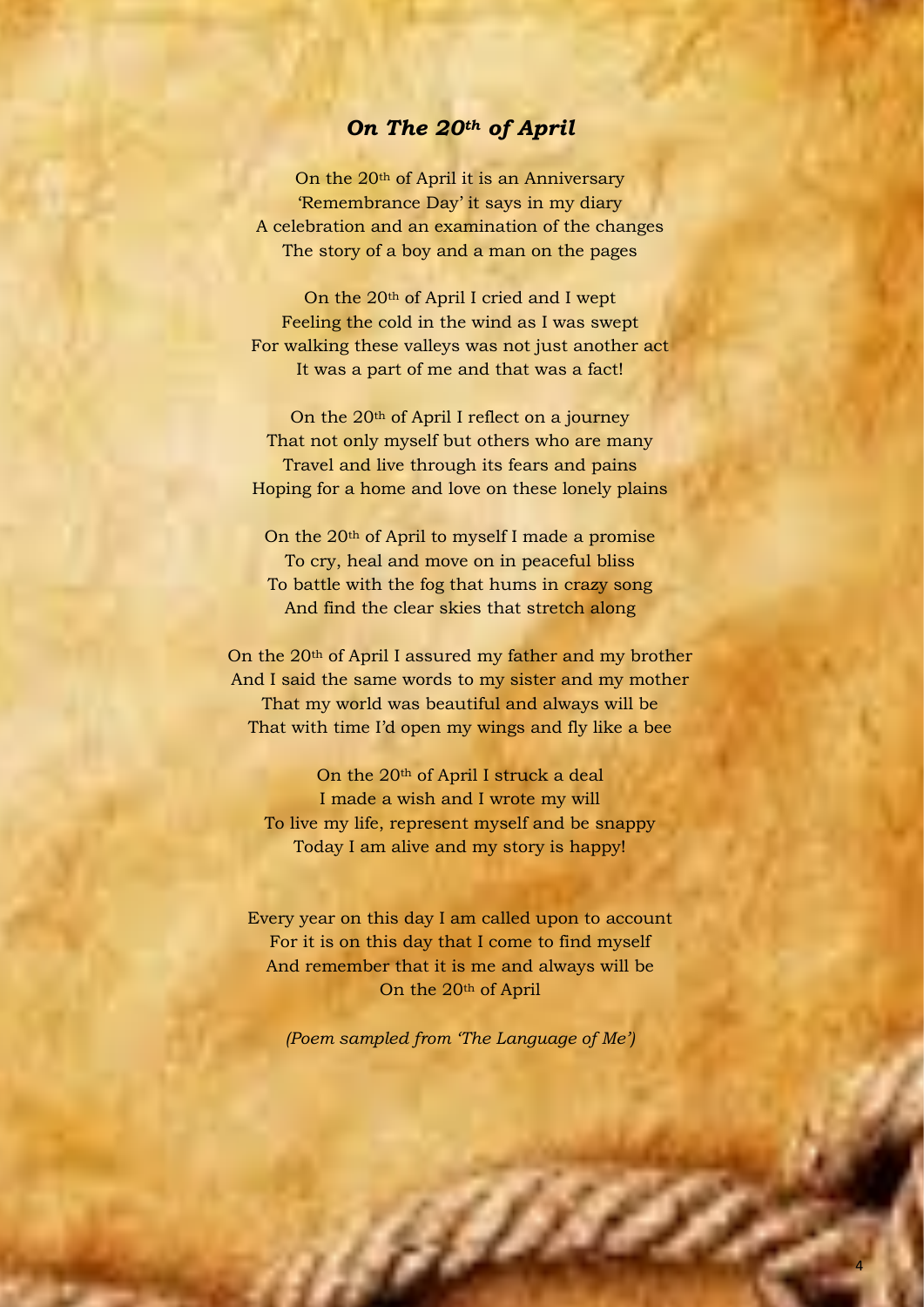## *On The 20th of April*

On the 20th of April it is an Anniversary
'Remembrance Day' it says in my diary
A celebration and an examination of the changes
The story of a boy and a man on the pages

On the 20th of April I cried and I wept
Feeling the cold in the wind as I was swept
For walking these valleys was not just another act
It was a part of me and that was a fact!

On the 20th of April I reflect on a journey
That not only myself but others who are many
Travel and live through its fears and pains
Hoping for a home and love on these lonely plains

On the 20th of April to myself I made a promise
To cry, heal and move on in peaceful bliss
To battle with the fog that hums in crazy song
And find the clear skies that stretch along

On the 20th of April I assured my father and my brother
And I said the same words to my sister and my mother
That my world was beautiful and always will be
That with time I'd open my wings and fly like a bee

On the 20th of April I struck a deal
I made a wish and I wrote my will
To live my life, represent myself and be snappy
Today I am alive and my story is happy!

Every year on this day I am called upon to account
For it is on this day that I come to find myself
And remember that it is me and always will be
On the 20th of April

*(Poem sampled from 'The Language of Me')*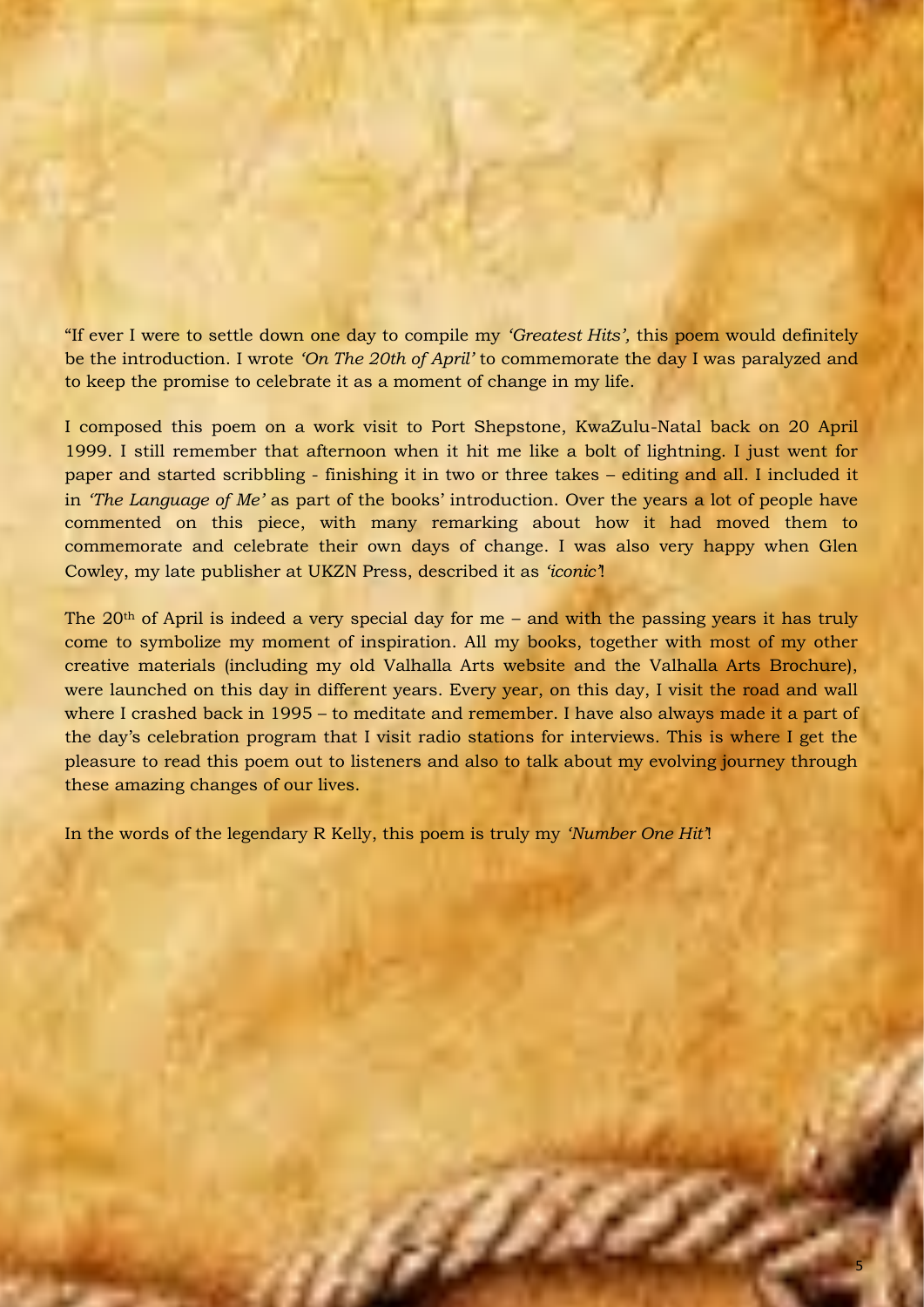"If ever I were to settle down one day to compile my *'Greatest Hits',* this poem would definitely be the introduction. I wrote *'On The 20th of April'* to commemorate the day I was paralyzed and to keep the promise to celebrate it as a moment of change in my life.

I composed this poem on a work visit to Port Shepstone, KwaZulu-Natal back on 20 April 1999. I still remember that afternoon when it hit me like a bolt of lightning. I just went for paper and started scribbling - finishing it in two or three takes – editing and all. I included it in *'The Language of Me'* as part of the books' introduction. Over the years a lot of people have commented on this piece, with many remarking about how it had moved them to commemorate and celebrate their own days of change. I was also very happy when Glen Cowley, my late publisher at UKZN Press, described it as *'iconic'*!

The 20th of April is indeed a very special day for me – and with the passing years it has truly come to symbolize my moment of inspiration. All my books, together with most of my other creative materials (including my old Valhalla Arts website and the Valhalla Arts Brochure), were launched on this day in different years. Every year, on this day, I visit the road and wall where I crashed back in 1995 – to meditate and remember. I have also always made it a part of the day's celebration program that I visit radio stations for interviews. This is where I get the pleasure to read this poem out to listeners and also to talk about my evolving journey through these amazing changes of our lives.

In the words of the legendary R Kelly, this poem is truly my *'Number One Hit'*!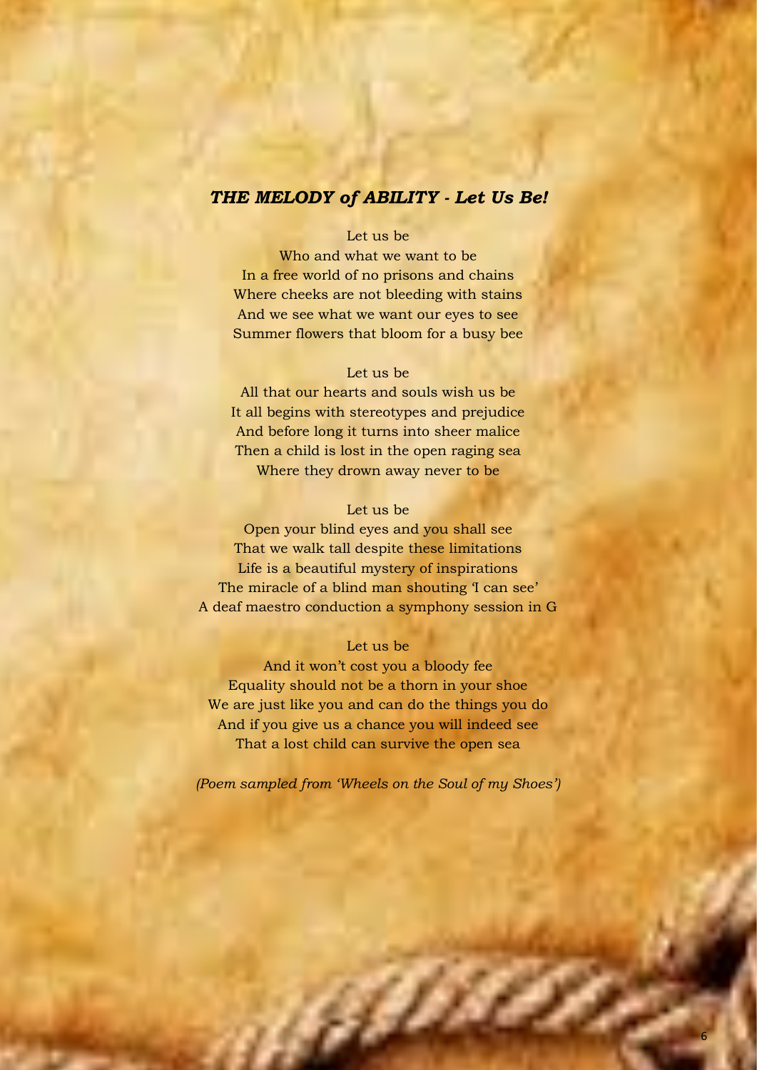## ***THE MELODY of ABILITY - Let Us Be!***

Let us be
Who and what we want to be
In a free world of no prisons and chains
Where cheeks are not bleeding with stains
And we see what we want our eyes to see
Summer flowers that bloom for a busy bee

Let us be
All that our hearts and souls wish us be
It all begins with stereotypes and prejudice
And before long it turns into sheer malice
Then a child is lost in the open raging sea
Where they drown away never to be

Let us be
Open your blind eyes and you shall see
That we walk tall despite these limitations
Life is a beautiful mystery of inspirations
The miracle of a blind man shouting 'I can see'
A deaf maestro conduction a symphony session in G

Let us be
And it won't cost you a bloody fee
Equality should not be a thorn in your shoe
We are just like you and can do the things you do
And if you give us a chance you will indeed see
That a lost child can survive the open sea

*(Poem sampled from 'Wheels on the Soul of my Shoes')*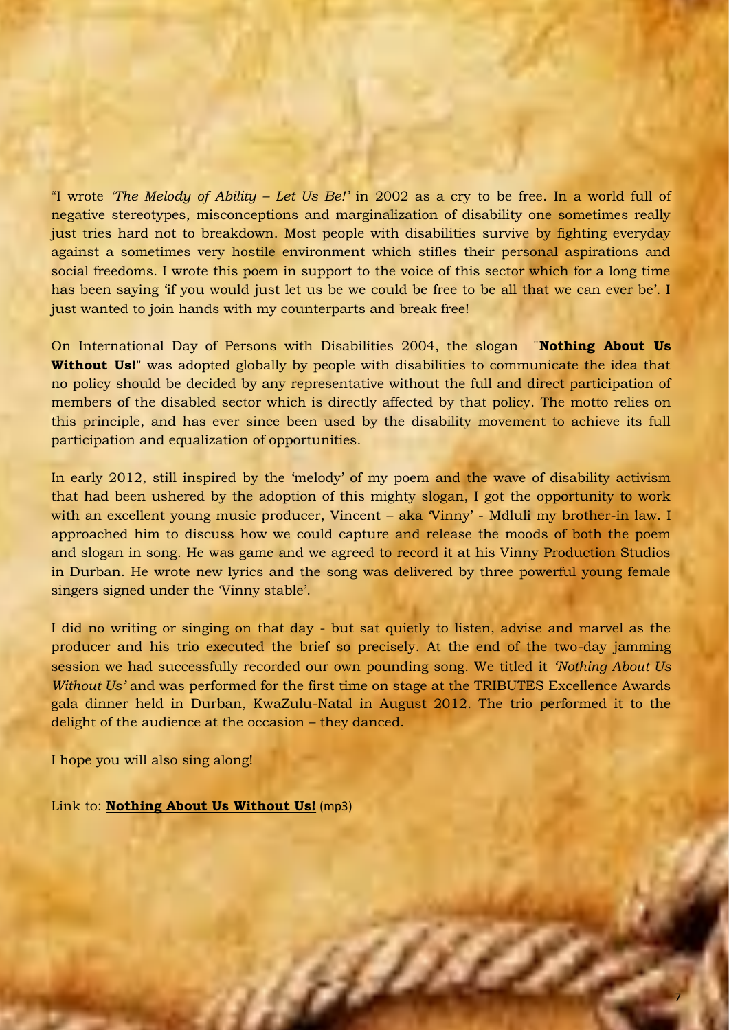"I wrote *'The Melody of Ability – Let Us Be!'* in 2002 as a cry to be free. In a world full of negative stereotypes, misconceptions and marginalization of disability one sometimes really just tries hard not to breakdown. Most people with disabilities survive by fighting everyday against a sometimes very hostile environment which stifles their personal aspirations and social freedoms. I wrote this poem in support to the voice of this sector which for a long time has been saying 'if you would just let us be we could be free to be all that we can ever be'. I just wanted to join hands with my counterparts and break free!

On International Day of Persons with Disabilities 2004, the slogan "**Nothing About Us Without Us!**" was adopted globally by people with disabilities to communicate the idea that no policy should be decided by any representative without the full and direct participation of members of the disabled sector which is directly affected by that policy. The motto relies on this principle, and has ever since been used by the disability movement to achieve its full participation and equalization of opportunities.

In early 2012, still inspired by the 'melody' of my poem and the wave of disability activism that had been ushered by the adoption of this mighty slogan, I got the opportunity to work with an excellent young music producer, Vincent – aka 'Vinny' - Mdluli my brother-in law. I approached him to discuss how we could capture and release the moods of both the poem and slogan in song. He was game and we agreed to record it at his Vinny Production Studios in Durban. He wrote new lyrics and the song was delivered by three powerful young female singers signed under the 'Vinny stable'.

I did no writing or singing on that day - but sat quietly to listen, advise and marvel as the producer and his trio executed the brief so precisely. At the end of the two-day jamming session we had successfully recorded our own pounding song. We titled it *'Nothing About Us Without Us'* and was performed for the first time on stage at the TRIBUTES Excellence Awards gala dinner held in Durban, KwaZulu-Natal in August 2012. The trio performed it to the delight of the audience at the occasion – they danced.

I hope you will also sing along!

Link to: **Nothing About Us Without Us!** (mp3)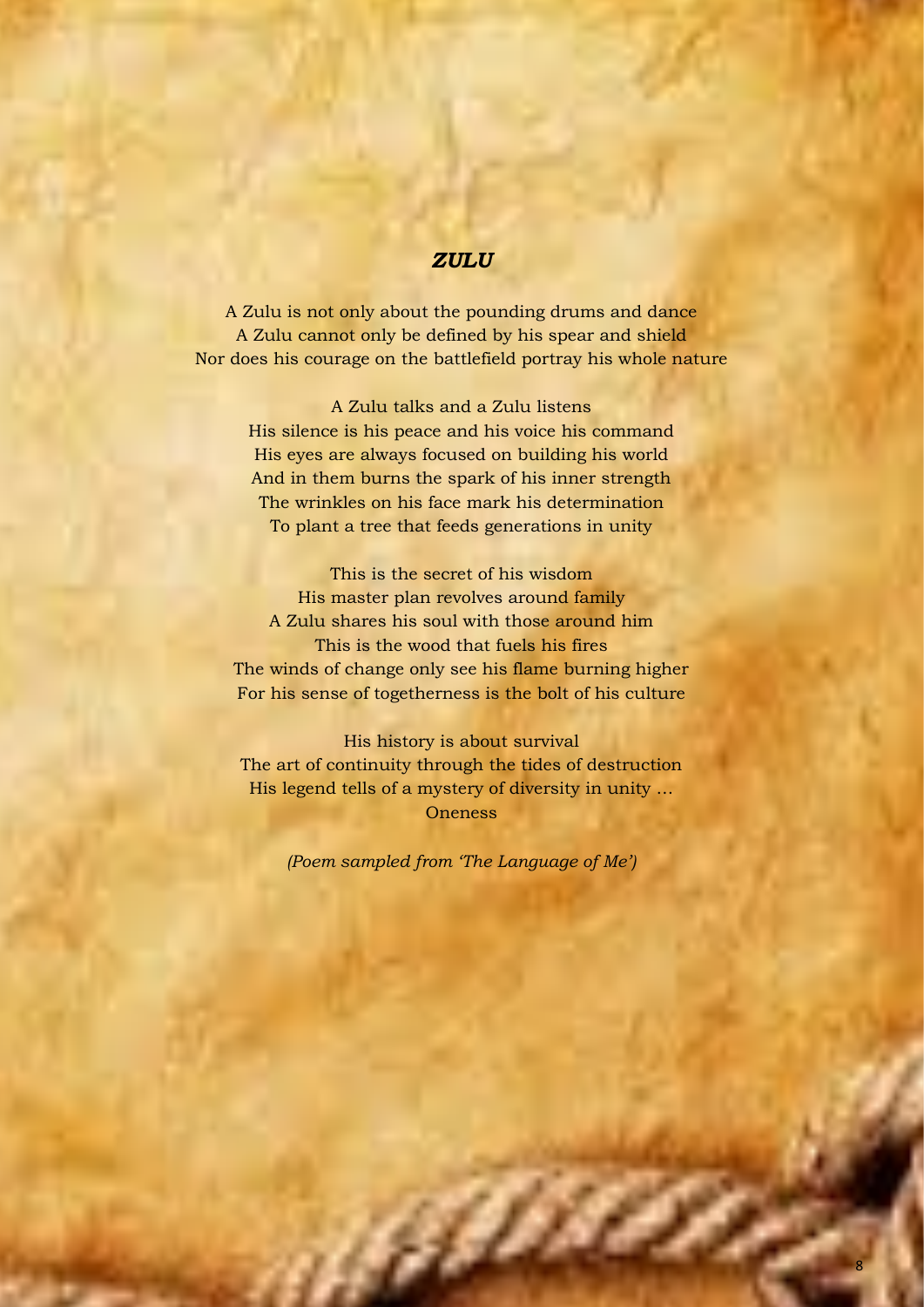## *ZULU*

A Zulu is not only about the pounding drums and dance  
A Zulu cannot only be defined by his spear and shield  
Nor does his courage on the battlefield portray his whole nature

A Zulu talks and a Zulu listens  
His silence is his peace and his voice his command  
His eyes are always focused on building his world  
And in them burns the spark of his inner strength  
The wrinkles on his face mark his determination  
To plant a tree that feeds generations in unity

This is the secret of his wisdom  
His master plan revolves around family  
A Zulu shares his soul with those around him  
This is the wood that fuels his fires  
The winds of change only see his flame burning higher  
For his sense of togetherness is the bolt of his culture

His history is about survival  
The art of continuity through the tides of destruction  
His legend tells of a mystery of diversity in unity …  
Oneness

*(Poem sampled from 'The Language of Me')*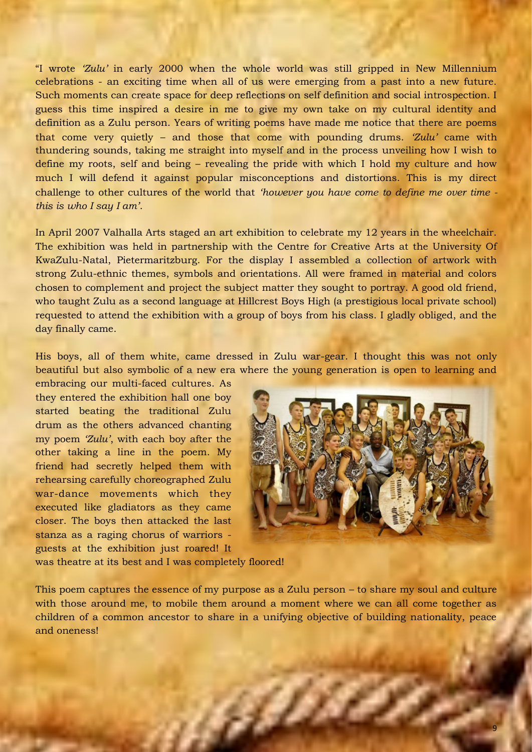"I wrote *'Zulu'* in early 2000 when the whole world was still gripped in New Millennium celebrations - an exciting time when all of us were emerging from a past into a new future. Such moments can create space for deep reflections on self definition and social introspection. I guess this time inspired a desire in me to give my own take on my cultural identity and definition as a Zulu person. Years of writing poems have made me notice that there are poems that come very quietly – and those that come with pounding drums. *'Zulu'* came with thundering sounds, taking me straight into myself and in the process unveiling how I wish to define my roots, self and being – revealing the pride with which I hold my culture and how much I will defend it against popular misconceptions and distortions. This is my direct challenge to other cultures of the world that *'however you have come to define me over time - this is who I say I am'*.

In April 2007 Valhalla Arts staged an art exhibition to celebrate my 12 years in the wheelchair. The exhibition was held in partnership with the Centre for Creative Arts at the University Of KwaZulu-Natal, Pietermaritzburg. For the display I assembled a collection of artwork with strong Zulu-ethnic themes, symbols and orientations. All were framed in material and colors chosen to complement and project the subject matter they sought to portray. A good old friend, who taught Zulu as a second language at Hillcrest Boys High (a prestigious local private school) requested to attend the exhibition with a group of boys from his class. I gladly obliged, and the day finally came.

His boys, all of them white, came dressed in Zulu war-gear. I thought this was not only beautiful but also symbolic of a new era where the young generation is open to learning and embracing our multi-faced cultures. As they entered the exhibition hall one boy started beating the traditional Zulu drum as the others advanced chanting my poem *'Zulu'*, with each boy after the other taking a line in the poem. My friend had secretly helped them with rehearsing carefully choreographed Zulu war-dance movements which they executed like gladiators as they came closer. The boys then attacked the last stanza as a raging chorus of warriors - guests at the exhibition just roared! It was theatre at its best and I was completely floored!

This poem captures the essence of my purpose as a Zulu person – to share my soul and culture with those around me, to mobile them around a moment where we can all come together as children of a common ancestor to share in a unifying objective of building nationality, peace and oneness!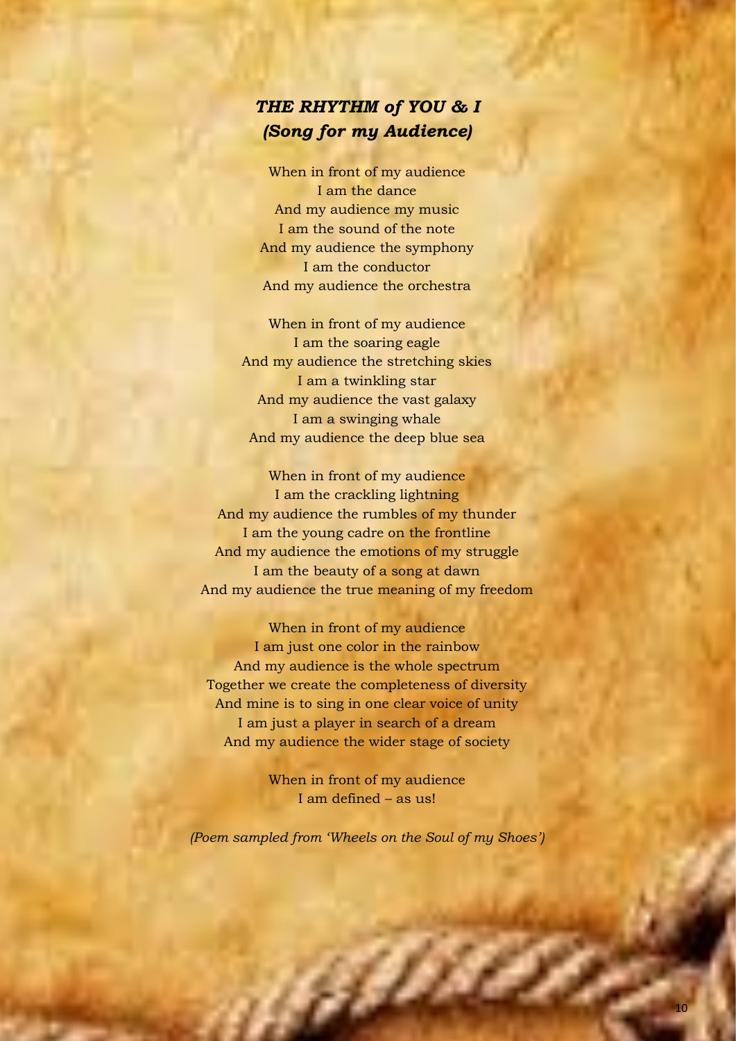## *THE RHYTHM of YOU & I*
## *(Song for my Audience)*

When in front of my audience
I am the dance
And my audience my music
I am the sound of the note
And my audience the symphony
I am the conductor
And my audience the orchestra

When in front of my audience
I am the soaring eagle
And my audience the stretching skies
I am a twinkling star
And my audience the vast galaxy
I am a swinging whale
And my audience the deep blue sea

When in front of my audience
I am the crackling lightning
And my audience the rumbles of my thunder
I am the young cadre on the frontline
And my audience the emotions of my struggle
I am the beauty of a song at dawn
And my audience the true meaning of my freedom

When in front of my audience
I am just one color in the rainbow
And my audience is the whole spectrum
Together we create the completeness of diversity
And mine is to sing in one clear voice of unity
I am just a player in search of a dream
And my audience the wider stage of society

When in front of my audience
I am defined – as us!

*(Poem sampled from 'Wheels on the Soul of my Shoes')*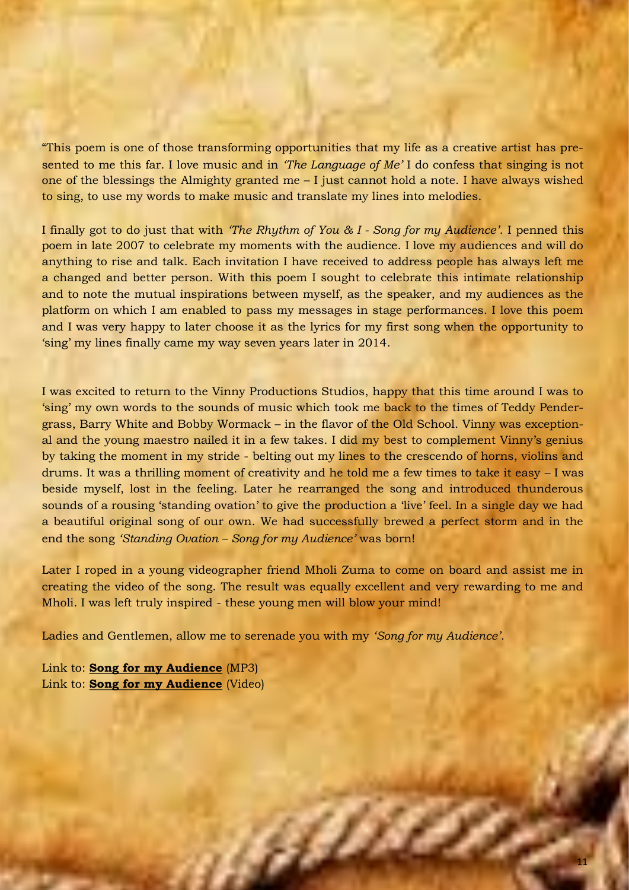"This poem is one of those transforming opportunities that my life as a creative artist has presented to me this far. I love music and in *'The Language of Me'* I do confess that singing is not one of the blessings the Almighty granted me – I just cannot hold a note. I have always wished to sing, to use my words to make music and translate my lines into melodies.

I finally got to do just that with *'The Rhythm of You & I - Song for my Audience'*. I penned this poem in late 2007 to celebrate my moments with the audience. I love my audiences and will do anything to rise and talk. Each invitation I have received to address people has always left me a changed and better person. With this poem I sought to celebrate this intimate relationship and to note the mutual inspirations between myself, as the speaker, and my audiences as the platform on which I am enabled to pass my messages in stage performances. I love this poem and I was very happy to later choose it as the lyrics for my first song when the opportunity to 'sing' my lines finally came my way seven years later in 2014.

I was excited to return to the Vinny Productions Studios, happy that this time around I was to 'sing' my own words to the sounds of music which took me back to the times of Teddy Pendergrass, Barry White and Bobby Wormack – in the flavor of the Old School. Vinny was exceptional and the young maestro nailed it in a few takes. I did my best to complement Vinny's genius by taking the moment in my stride - belting out my lines to the crescendo of horns, violins and drums. It was a thrilling moment of creativity and he told me a few times to take it easy – I was beside myself, lost in the feeling. Later he rearranged the song and introduced thunderous sounds of a rousing 'standing ovation' to give the production a 'live' feel. In a single day we had a beautiful original song of our own. We had successfully brewed a perfect storm and in the end the song *'Standing Ovation – Song for my Audience'* was born!

Later I roped in a young videographer friend Mholi Zuma to come on board and assist me in creating the video of the song. The result was equally excellent and very rewarding to me and Mholi. I was left truly inspired - these young men will blow your mind!

Ladies and Gentlemen, allow me to serenade you with my *'Song for my Audience'*.

Link to: **Song for my Audience** (MP3)
Link to: **Song for my Audience** (Video)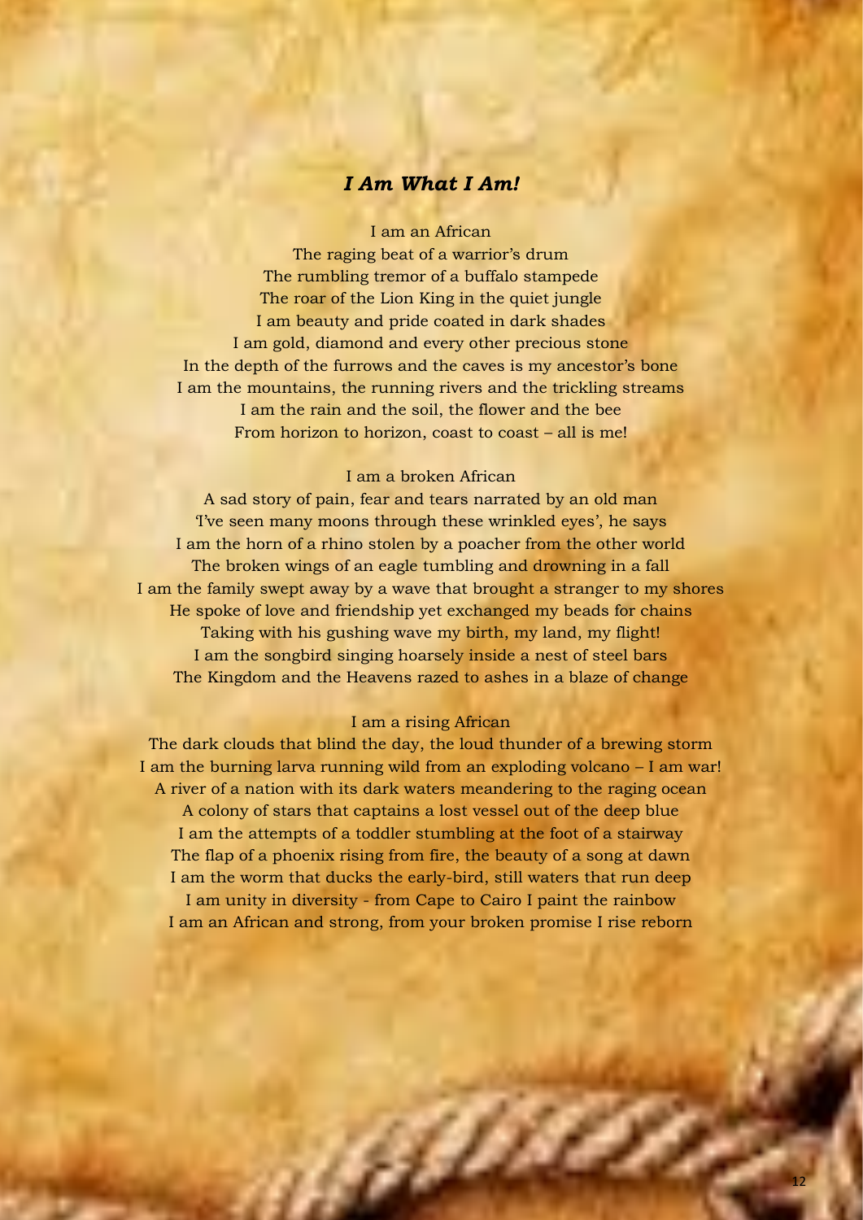## *I Am What I Am!*

I am an African  
The raging beat of a warrior's drum  
The rumbling tremor of a buffalo stampede  
The roar of the Lion King in the quiet jungle  
I am beauty and pride coated in dark shades  
I am gold, diamond and every other precious stone  
In the depth of the furrows and the caves is my ancestor's bone  
I am the mountains, the running rivers and the trickling streams  
I am the rain and the soil, the flower and the bee  
From horizon to horizon, coast to coast – all is me!

I am a broken African  
A sad story of pain, fear and tears narrated by an old man  
'I've seen many moons through these wrinkled eyes', he says  
I am the horn of a rhino stolen by a poacher from the other world  
The broken wings of an eagle tumbling and drowning in a fall  
I am the family swept away by a wave that brought a stranger to my shores  
He spoke of love and friendship yet exchanged my beads for chains  
Taking with his gushing wave my birth, my land, my flight!  
I am the songbird singing hoarsely inside a nest of steel bars  
The Kingdom and the Heavens razed to ashes in a blaze of change

I am a rising African  
The dark clouds that blind the day, the loud thunder of a brewing storm  
I am the burning larva running wild from an exploding volcano – I am war!  
A river of a nation with its dark waters meandering to the raging ocean  
A colony of stars that captains a lost vessel out of the deep blue  
I am the attempts of a toddler stumbling at the foot of a stairway  
The flap of a phoenix rising from fire, the beauty of a song at dawn  
I am the worm that ducks the early-bird, still waters that run deep  
I am unity in diversity - from Cape to Cairo I paint the rainbow  
I am an African and strong, from your broken promise I rise reborn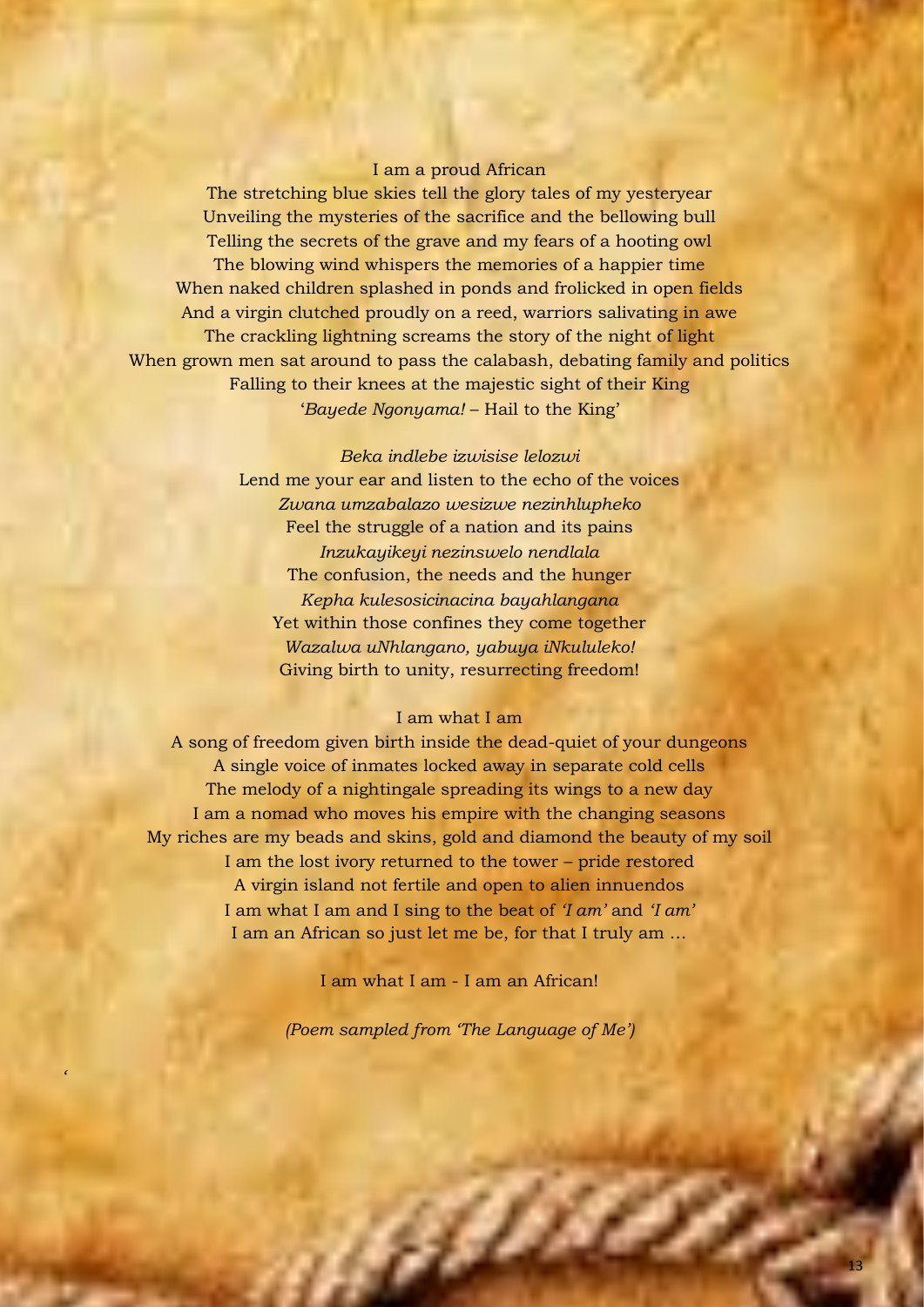I am a proud African
The stretching blue skies tell the glory tales of my yesteryear
Unveiling the mysteries of the sacrifice and the bellowing bull
Telling the secrets of the grave and my fears of a hooting owl
The blowing wind whispers the memories of a happier time
When naked children splashed in ponds and frolicked in open fields
And a virgin clutched proudly on a reed, warriors salivating in awe
The crackling lightning screams the story of the night of light
When grown men sat around to pass the calabash, debating family and politics
Falling to their knees at the majestic sight of their King
'*Bayede Ngonyama!* – Hail to the King'

*Beka indlebe izwisise lelozwi*
Lend me your ear and listen to the echo of the voices
*Zwana umzabalazo wesizwe nezinhlupheko*
Feel the struggle of a nation and its pains
*Inzukayikeyi nezinswelo nendlala*
The confusion, the needs and the hunger
*Kepha kulesosicinacina bayahlangana*
Yet within those confines they come together
*Wazalwa uNhlangano, yabuya iNkululeko!*
Giving birth to unity, resurrecting freedom!

I am what I am
A song of freedom given birth inside the dead-quiet of your dungeons
A single voice of inmates locked away in separate cold cells
The melody of a nightingale spreading its wings to a new day
I am a nomad who moves his empire with the changing seasons
My riches are my beads and skins, gold and diamond the beauty of my soil
I am the lost ivory returned to the tower – pride restored
A virgin island not fertile and open to alien innuendos
I am what I am and I sing to the beat of *'I am'* and *'I am'*
I am an African so just let me be, for that I truly am …

I am what I am - I am an African!

*(Poem sampled from 'The Language of Me')*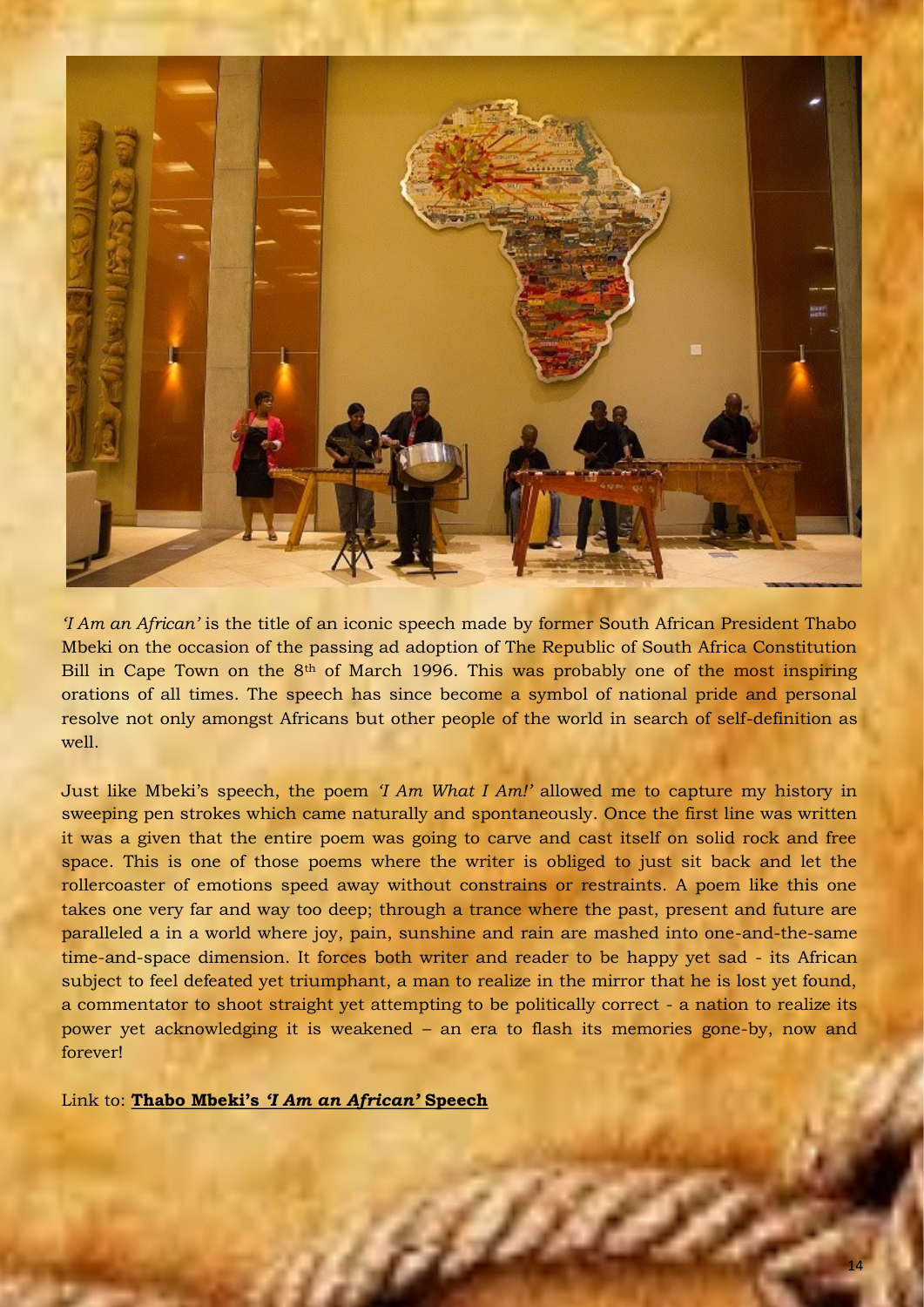*'I Am an African'* is the title of an iconic speech made by former South African President Thabo Mbeki on the occasion of the passing ad adoption of The Republic of South Africa Constitution Bill in Cape Town on the 8th of March 1996. This was probably one of the most inspiring orations of all times. The speech has since become a symbol of national pride and personal resolve not only amongst Africans but other people of the world in search of self-definition as well.

Just like Mbeki's speech, the poem *'I Am What I Am!'* allowed me to capture my history in sweeping pen strokes which came naturally and spontaneously. Once the first line was written it was a given that the entire poem was going to carve and cast itself on solid rock and free space. This is one of those poems where the writer is obliged to just sit back and let the rollercoaster of emotions speed away without constrains or restraints. A poem like this one takes one very far and way too deep; through a trance where the past, present and future are paralleled a in a world where joy, pain, sunshine and rain are mashed into one-and-the-same time-and-space dimension. It forces both writer and reader to be happy yet sad - its African subject to feel defeated yet triumphant, a man to realize in the mirror that he is lost yet found, a commentator to shoot straight yet attempting to be politically correct - a nation to realize its power yet acknowledging it is weakened – an era to flash its memories gone-by, now and forever!

Link to: **Thabo Mbeki's *'I Am an African'* Speech**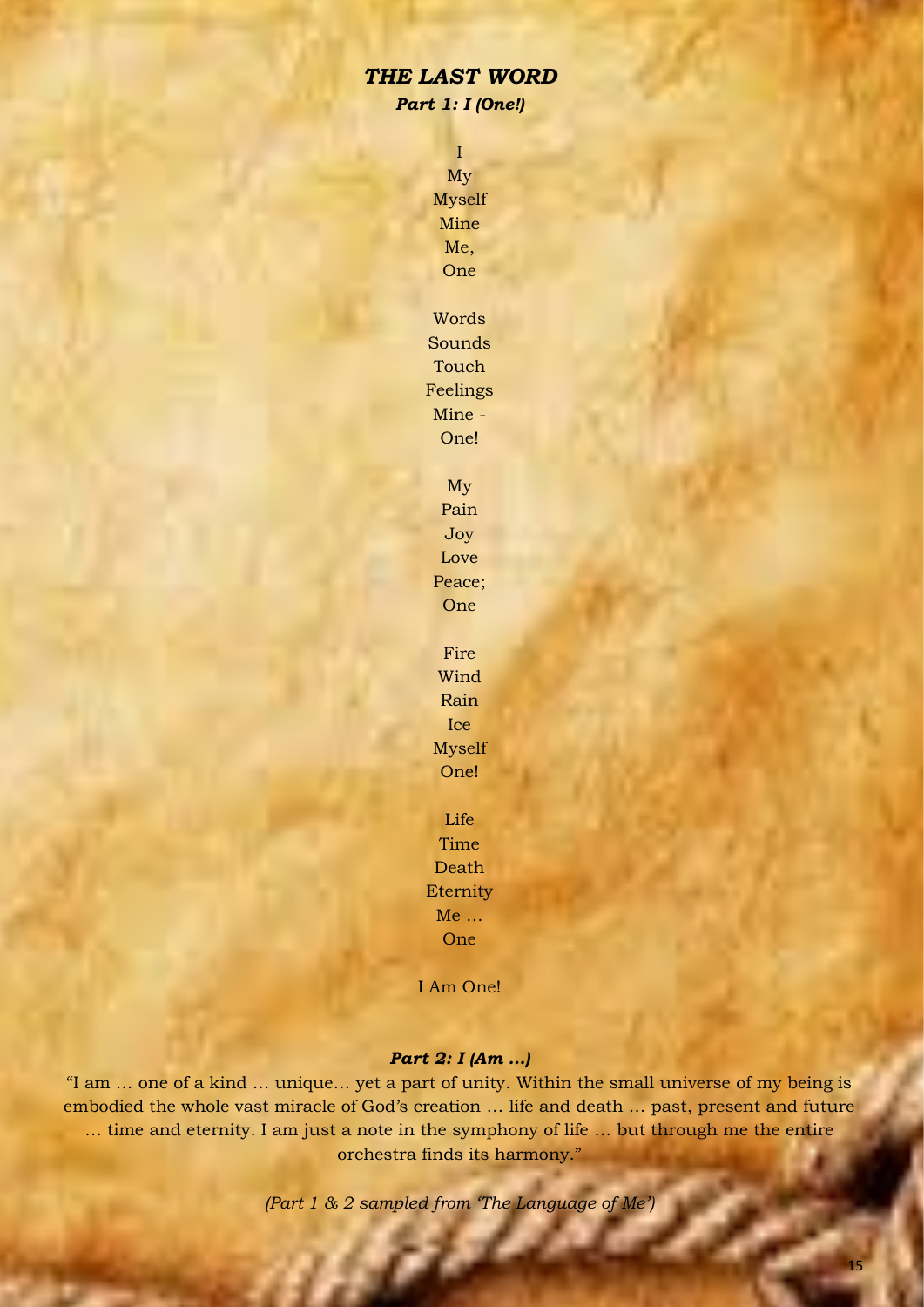## *THE LAST WORD*

### *Part 1: I (One!)*

I
My
Myself
Mine
Me,
One

Words
Sounds
Touch
Feelings
Mine -
One!

My
Pain
Joy
Love
Peace;
One

Fire
Wind
Rain
Ice
Myself
One!

Life
Time
Death
Eternity
Me …
One

I Am One!

### *Part 2: I (Am …)*

"I am … one of a kind … unique… yet a part of unity. Within the small universe of my being is embodied the whole vast miracle of God's creation … life and death … past, present and future … time and eternity. I am just a note in the symphony of life … but through me the entire orchestra finds its harmony."

*(Part 1 & 2 sampled from 'The Language of Me')*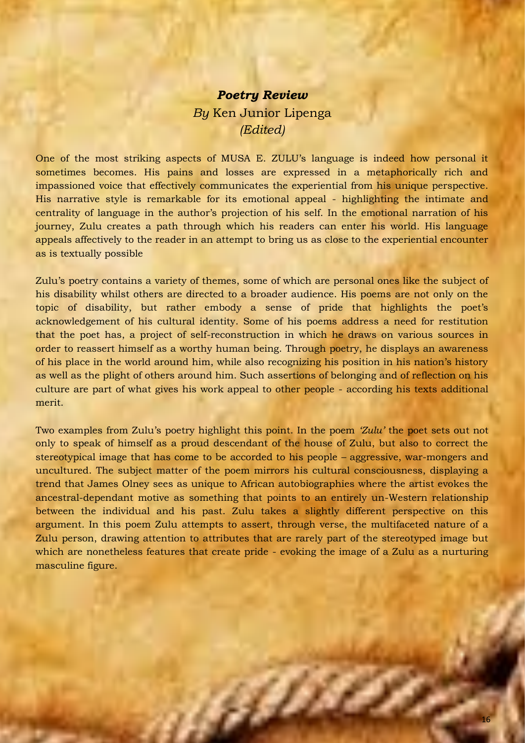## ***Poetry Review***

*By* Ken Junior Lipenga
*(Edited)*

One of the most striking aspects of MUSA E. ZULU's language is indeed how personal it sometimes becomes. His pains and losses are expressed in a metaphorically rich and impassioned voice that effectively communicates the experiential from his unique perspective. His narrative style is remarkable for its emotional appeal - highlighting the intimate and centrality of language in the author's projection of his self. In the emotional narration of his journey, Zulu creates a path through which his readers can enter his world. His language appeals affectively to the reader in an attempt to bring us as close to the experiential encounter as is textually possible

Zulu's poetry contains a variety of themes, some of which are personal ones like the subject of his disability whilst others are directed to a broader audience. His poems are not only on the topic of disability, but rather embody a sense of pride that highlights the poet's acknowledgement of his cultural identity. Some of his poems address a need for restitution that the poet has, a project of self-reconstruction in which he draws on various sources in order to reassert himself as a worthy human being. Through poetry, he displays an awareness of his place in the world around him, while also recognizing his position in his nation's history as well as the plight of others around him. Such assertions of belonging and of reflection on his culture are part of what gives his work appeal to other people - according his texts additional merit.

Two examples from Zulu's poetry highlight this point. In the poem *'Zulu'* the poet sets out not only to speak of himself as a proud descendant of the house of Zulu, but also to correct the stereotypical image that has come to be accorded to his people – aggressive, war-mongers and uncultured. The subject matter of the poem mirrors his cultural consciousness, displaying a trend that James Olney sees as unique to African autobiographies where the artist evokes the ancestral-dependant motive as something that points to an entirely un-Western relationship between the individual and his past. Zulu takes a slightly different perspective on this argument. In this poem Zulu attempts to assert, through verse, the multifaceted nature of a Zulu person, drawing attention to attributes that are rarely part of the stereotyped image but which are nonetheless features that create pride - evoking the image of a Zulu as a nurturing masculine figure.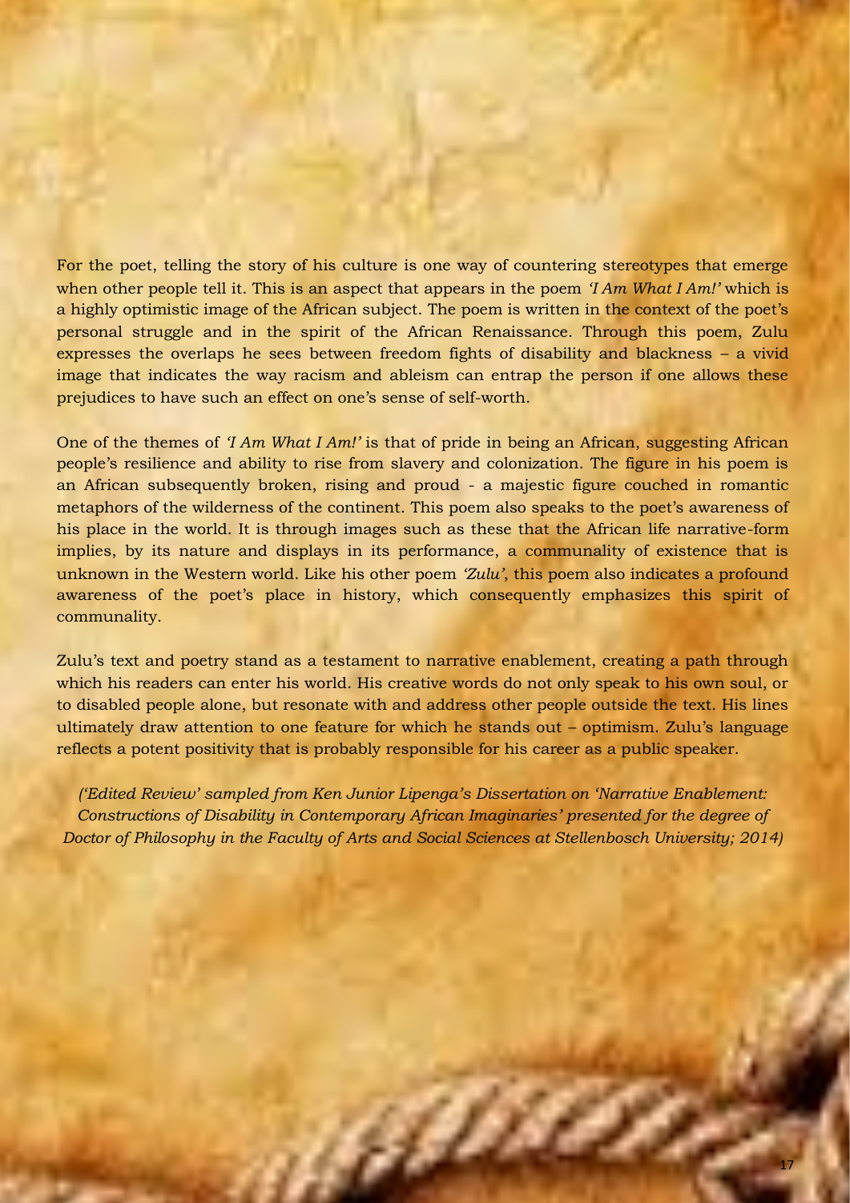For the poet, telling the story of his culture is one way of countering stereotypes that emerge when other people tell it. This is an aspect that appears in the poem *'I Am What I Am!'* which is a highly optimistic image of the African subject. The poem is written in the context of the poet's personal struggle and in the spirit of the African Renaissance. Through this poem, Zulu expresses the overlaps he sees between freedom fights of disability and blackness – a vivid image that indicates the way racism and ableism can entrap the person if one allows these prejudices to have such an effect on one's sense of self-worth.

One of the themes of *'I Am What I Am!'* is that of pride in being an African, suggesting African people's resilience and ability to rise from slavery and colonization. The figure in his poem is an African subsequently broken, rising and proud - a majestic figure couched in romantic metaphors of the wilderness of the continent. This poem also speaks to the poet's awareness of his place in the world. It is through images such as these that the African life narrative-form implies, by its nature and displays in its performance, a communality of existence that is unknown in the Western world. Like his other poem *'Zulu'*, this poem also indicates a profound awareness of the poet's place in history, which consequently emphasizes this spirit of communality.

Zulu's text and poetry stand as a testament to narrative enablement, creating a path through which his readers can enter his world. His creative words do not only speak to his own soul, or to disabled people alone, but resonate with and address other people outside the text. His lines ultimately draw attention to one feature for which he stands out – optimism. Zulu's language reflects a potent positivity that is probably responsible for his career as a public speaker.

*('Edited Review' sampled from Ken Junior Lipenga's Dissertation on 'Narrative Enablement: Constructions of Disability in Contemporary African Imaginaries' presented for the degree of Doctor of Philosophy in the Faculty of Arts and Social Sciences at Stellenbosch University; 2014)*